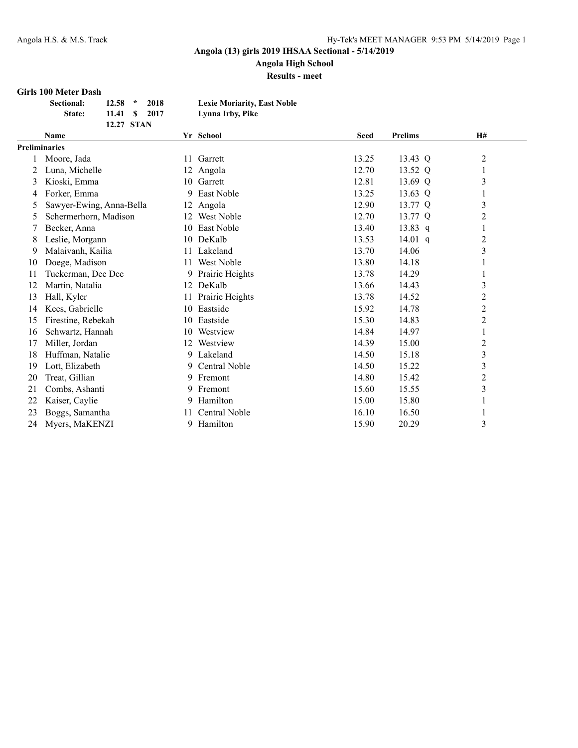# Angola (13) girls 2019 IHSAA Sectional - 5/14/2019

## Angola High School

### Results - meet

**Girls 100 Meter Dash**

| | | | | |
|---|---|---|---|---|
| **Sectional:** | **12.58** | * | **2018** | **Lexie Moriarity, East Noble** |
| **State:** | **11.41** | $ | **2017** | **Lynna Irby, Pike** |
| | **12.27** | **STAN** | | |

| | Name | Yr | School | Seed | Prelims | | H# |
|---|---|---|---|---|---|---|---|
| **Preliminaries** | | | | | | | |
| 1 | Moore, Jada | 11 | Garrett | 13.25 | 13.43 | Q | 2 |
| 2 | Luna, Michelle | 12 | Angola | 12.70 | 13.52 | Q | 1 |
| 3 | Kioski, Emma | 10 | Garrett | 12.81 | 13.69 | Q | 3 |
| 4 | Forker, Emma | 9 | East Noble | 13.25 | 13.63 | Q | 1 |
| 5 | Sawyer-Ewing, Anna-Bella | 12 | Angola | 12.90 | 13.77 | Q | 3 |
| 5 | Schermerhorn, Madison | 12 | West Noble | 12.70 | 13.77 | Q | 2 |
| 7 | Becker, Anna | 10 | East Noble | 13.40 | 13.83 | q | 1 |
| 8 | Leslie, Morgann | 10 | DeKalb | 13.53 | 14.01 | q | 2 |
| 9 | Malaivanh, Kailia | 11 | Lakeland | 13.70 | 14.06 | | 3 |
| 10 | Doege, Madison | 11 | West Noble | 13.80 | 14.18 | | 1 |
| 11 | Tuckerman, Dee Dee | 9 | Prairie Heights | 13.78 | 14.29 | | 1 |
| 12 | Martin, Natalia | 12 | DeKalb | 13.66 | 14.43 | | 3 |
| 13 | Hall, Kyler | 11 | Prairie Heights | 13.78 | 14.52 | | 2 |
| 14 | Kees, Gabrielle | 10 | Eastside | 15.92 | 14.78 | | 2 |
| 15 | Firestine, Rebekah | 10 | Eastside | 15.30 | 14.83 | | 2 |
| 16 | Schwartz, Hannah | 10 | Westview | 14.84 | 14.97 | | 1 |
| 17 | Miller, Jordan | 12 | Westview | 14.39 | 15.00 | | 2 |
| 18 | Huffman, Natalie | 9 | Lakeland | 14.50 | 15.18 | | 3 |
| 19 | Lott, Elizabeth | 9 | Central Noble | 14.50 | 15.22 | | 3 |
| 20 | Treat, Gillian | 9 | Fremont | 14.80 | 15.42 | | 2 |
| 21 | Combs, Ashanti | 9 | Fremont | 15.60 | 15.55 | | 3 |
| 22 | Kaiser, Caylie | 9 | Hamilton | 15.00 | 15.80 | | 1 |
| 23 | Boggs, Samantha | 11 | Central Noble | 16.10 | 16.50 | | 1 |
| 24 | Myers, MaKENZI | 9 | Hamilton | 15.90 | 20.29 | | 3 |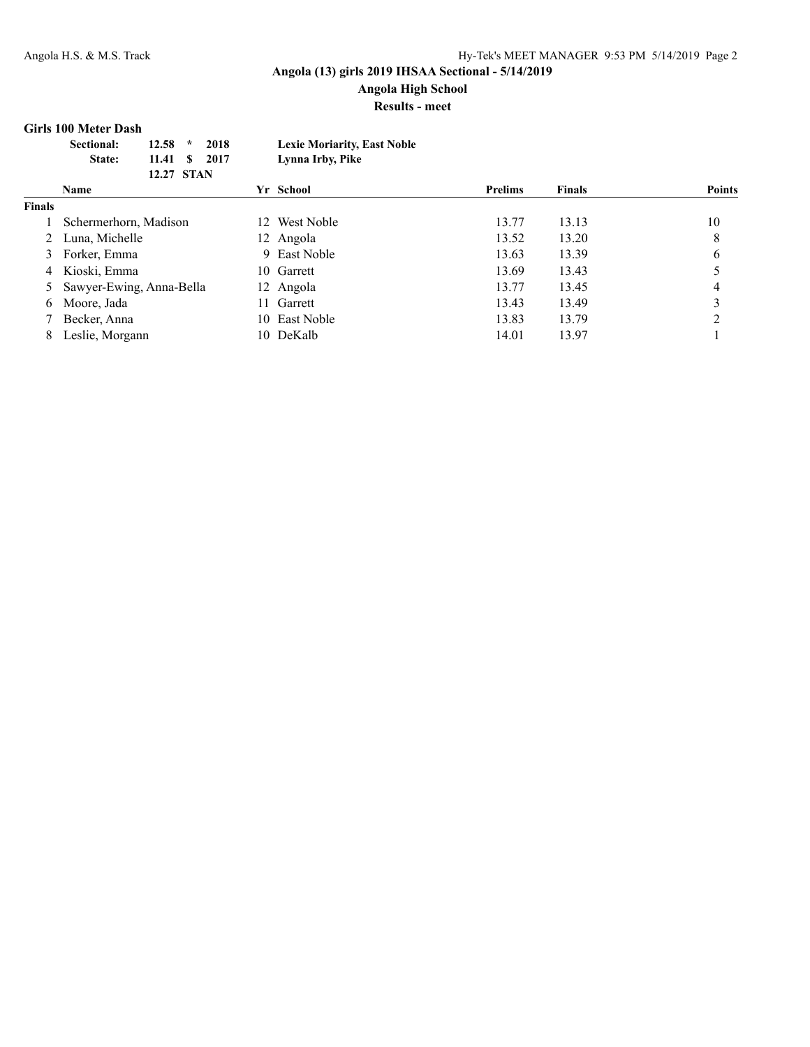**Angola (13) girls 2019 IHSAA Sectional - 5/14/2019**

**Angola High School**

**Results - meet**

## Girls 100 Meter Dash

| | | | | |
|---|---|---|---|---|
| **Sectional:** | **12.58** | * | **2018** | **Lexie Moriarity, East Noble** |
| **State:** | **11.41** | $ | **2017** | **Lynna Irby, Pike** |
| | **12.27** | **STAN** | | |

| | Name | Yr | School | Prelims | Finals | Points |
|---|---|---|---|---|---|---|
| **Finals** | | | | | | |
| 1 | Schermerhorn, Madison | 12 | West Noble | 13.77 | 13.13 | 10 |
| 2 | Luna, Michelle | 12 | Angola | 13.52 | 13.20 | 8 |
| 3 | Forker, Emma | 9 | East Noble | 13.63 | 13.39 | 6 |
| 4 | Kioski, Emma | 10 | Garrett | 13.69 | 13.43 | 5 |
| 5 | Sawyer-Ewing, Anna-Bella | 12 | Angola | 13.77 | 13.45 | 4 |
| 6 | Moore, Jada | 11 | Garrett | 13.43 | 13.49 | 3 |
| 7 | Becker, Anna | 10 | East Noble | 13.83 | 13.79 | 2 |
| 8 | Leslie, Morgann | 10 | DeKalb | 14.01 | 13.97 | 1 |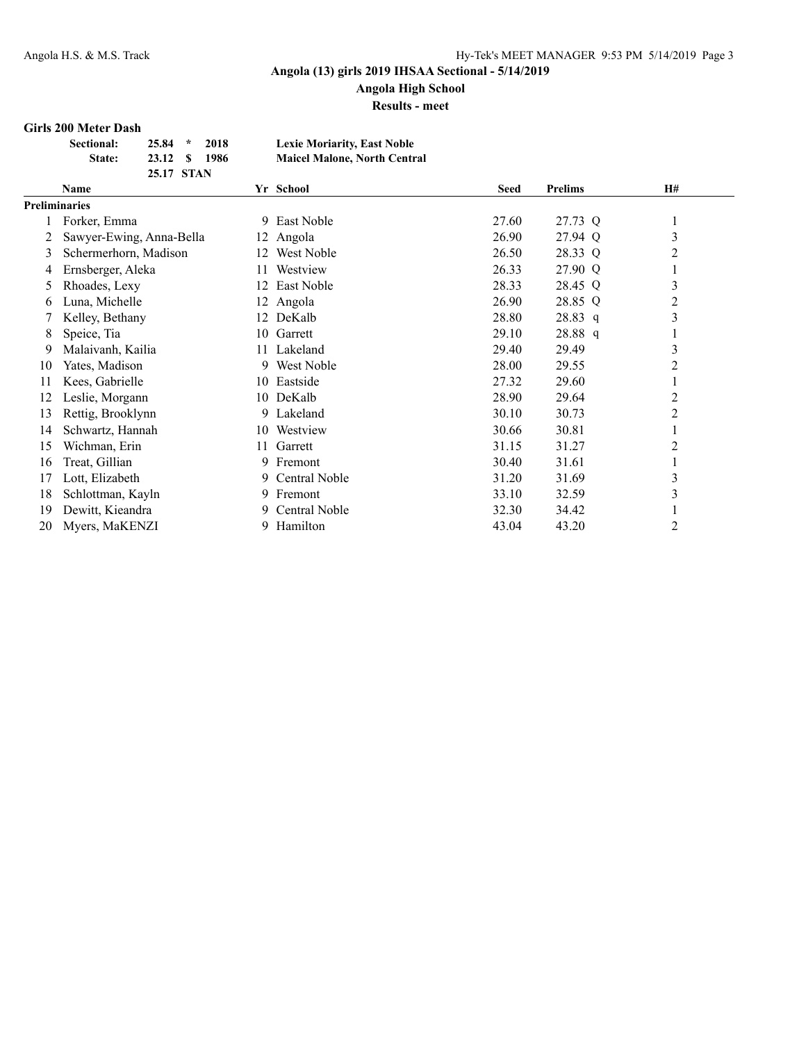# Angola (13) girls 2019 IHSAA Sectional - 5/14/2019

## Angola High School

### Results - meet

**Girls 200 Meter Dash**

| | | | | |
|---|---|---|---|---|
| **Sectional:** | **25.84** | **\*** | **2018** | **Lexie Moriarity, East Noble** |
| **State:** | **23.12** | **$** | **1986** | **Maicel Malone, North Central** |
| | **25.17** | **STAN** | | |

| | Name | Yr | School | Seed | Prelims | | H# |
|---|---|---|---|---|---|---|---|
| **Preliminaries** | | | | | | | |
| 1 | Forker, Emma | 9 | East Noble | 27.60 | 27.73 | Q | 1 |
| 2 | Sawyer-Ewing, Anna-Bella | 12 | Angola | 26.90 | 27.94 | Q | 3 |
| 3 | Schermerhorn, Madison | 12 | West Noble | 26.50 | 28.33 | Q | 2 |
| 4 | Ernsberger, Aleka | 11 | Westview | 26.33 | 27.90 | Q | 1 |
| 5 | Rhoades, Lexy | 12 | East Noble | 28.33 | 28.45 | Q | 3 |
| 6 | Luna, Michelle | 12 | Angola | 26.90 | 28.85 | Q | 2 |
| 7 | Kelley, Bethany | 12 | DeKalb | 28.80 | 28.83 | q | 3 |
| 8 | Speice, Tia | 10 | Garrett | 29.10 | 28.88 | q | 1 |
| 9 | Malaivanh, Kailia | 11 | Lakeland | 29.40 | 29.49 | | 3 |
| 10 | Yates, Madison | 9 | West Noble | 28.00 | 29.55 | | 2 |
| 11 | Kees, Gabrielle | 10 | Eastside | 27.32 | 29.60 | | 1 |
| 12 | Leslie, Morgann | 10 | DeKalb | 28.90 | 29.64 | | 2 |
| 13 | Rettig, Brooklynn | 9 | Lakeland | 30.10 | 30.73 | | 2 |
| 14 | Schwartz, Hannah | 10 | Westview | 30.66 | 30.81 | | 1 |
| 15 | Wichman, Erin | 11 | Garrett | 31.15 | 31.27 | | 2 |
| 16 | Treat, Gillian | 9 | Fremont | 30.40 | 31.61 | | 1 |
| 17 | Lott, Elizabeth | 9 | Central Noble | 31.20 | 31.69 | | 3 |
| 18 | Schlottman, Kayln | 9 | Fremont | 33.10 | 32.59 | | 3 |
| 19 | Dewitt, Kieandra | 9 | Central Noble | 32.30 | 34.42 | | 1 |
| 20 | Myers, MaKENZI | 9 | Hamilton | 43.04 | 43.20 | | 2 |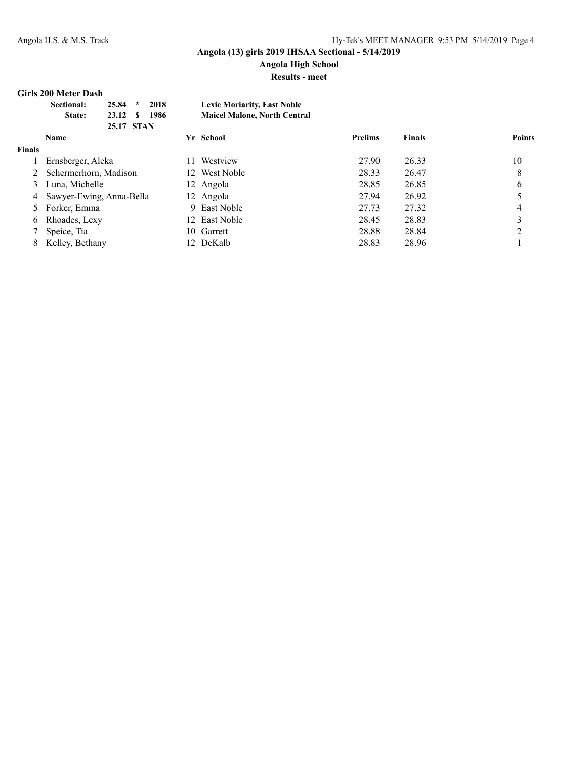**Angola (13) girls 2019 IHSAA Sectional - 5/14/2019**
**Angola High School**
**Results - meet**

### Girls 200 Meter Dash

| | | | | |
|---|---|---|---|---|
| **Sectional:** | **25.84** | * | **2018** | **Lexie Moriarity, East Noble** |
| **State:** | **23.12** | $ | **1986** | **Maicel Malone, North Central** |
| | **25.17** | **STAN** | | |

| | Name | Yr | School | Prelims | Finals | Points |
|---|---|---|---|---|---|---|
| **Finals** | | | | | | |
| 1 | Ernsberger, Aleka | 11 | Westview | 27.90 | 26.33 | 10 |
| 2 | Schermerhorn, Madison | 12 | West Noble | 28.33 | 26.47 | 8 |
| 3 | Luna, Michelle | 12 | Angola | 28.85 | 26.85 | 6 |
| 4 | Sawyer-Ewing, Anna-Bella | 12 | Angola | 27.94 | 26.92 | 5 |
| 5 | Forker, Emma | 9 | East Noble | 27.73 | 27.32 | 4 |
| 6 | Rhoades, Lexy | 12 | East Noble | 28.45 | 28.83 | 3 |
| 7 | Speice, Tia | 10 | Garrett | 28.88 | 28.84 | 2 |
| 8 | Kelley, Bethany | 12 | DeKalb | 28.83 | 28.96 | 1 |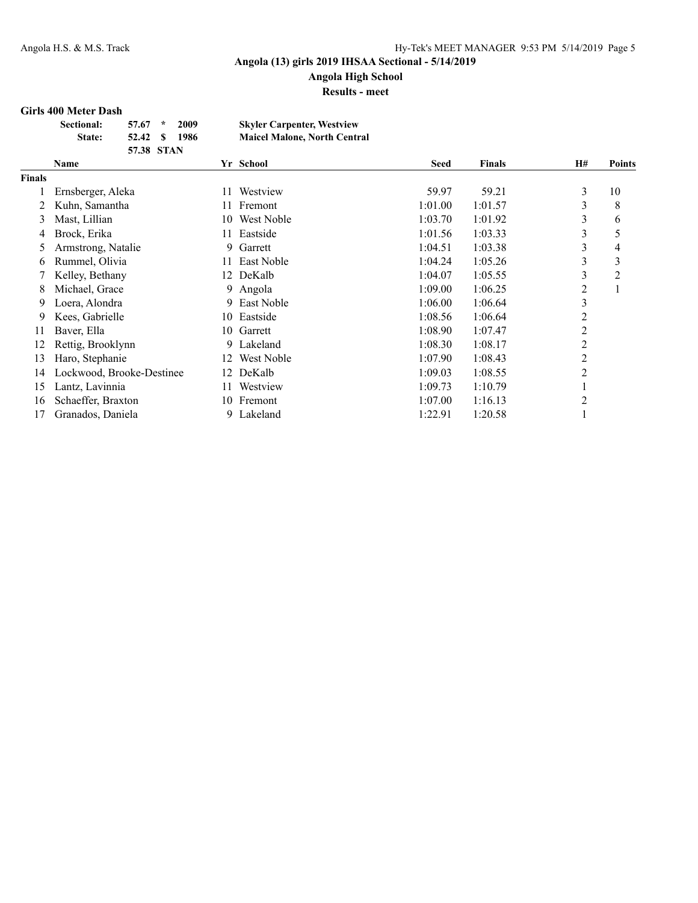## Angola (13) girls 2019 IHSAA Sectional - 5/14/2019

**Angola High School**

**Results - meet**

### Girls 400 Meter Dash

| | | | | |
|---|---|---|---|---|
| **Sectional:** | 57.67 | * | 2009 | **Skyler Carpenter, Westview** |
| **State:** | 52.42 | $ | 1986 | **Maicel Malone, North Central** |
| | 57.38 | STAN | | |

| | Name | Yr | School | Seed | Finals | H# | Points |
|---|---|---|---|---|---|---|---|
| **Finals** | | | | | | | |
| 1 | Ernsberger, Aleka | 11 | Westview | 59.97 | 59.21 | 3 | 10 |
| 2 | Kuhn, Samantha | 11 | Fremont | 1:01.00 | 1:01.57 | 3 | 8 |
| 3 | Mast, Lillian | 10 | West Noble | 1:03.70 | 1:01.92 | 3 | 6 |
| 4 | Brock, Erika | 11 | Eastside | 1:01.56 | 1:03.33 | 3 | 5 |
| 5 | Armstrong, Natalie | 9 | Garrett | 1:04.51 | 1:03.38 | 3 | 4 |
| 6 | Rummel, Olivia | 11 | East Noble | 1:04.24 | 1:05.26 | 3 | 3 |
| 7 | Kelley, Bethany | 12 | DeKalb | 1:04.07 | 1:05.55 | 3 | 2 |
| 8 | Michael, Grace | 9 | Angola | 1:09.00 | 1:06.25 | 2 | 1 |
| 9 | Loera, Alondra | 9 | East Noble | 1:06.00 | 1:06.64 | 3 | |
| 9 | Kees, Gabrielle | 10 | Eastside | 1:08.56 | 1:06.64 | 2 | |
| 11 | Baver, Ella | 10 | Garrett | 1:08.90 | 1:07.47 | 2 | |
| 12 | Rettig, Brooklynn | 9 | Lakeland | 1:08.30 | 1:08.17 | 2 | |
| 13 | Haro, Stephanie | 12 | West Noble | 1:07.90 | 1:08.43 | 2 | |
| 14 | Lockwood, Brooke-Destinee | 12 | DeKalb | 1:09.03 | 1:08.55 | 2 | |
| 15 | Lantz, Lavinnia | 11 | Westview | 1:09.73 | 1:10.79 | 1 | |
| 16 | Schaeffer, Braxton | 10 | Fremont | 1:07.00 | 1:16.13 | 2 | |
| 17 | Granados, Daniela | 9 | Lakeland | 1:22.91 | 1:20.58 | 1 | |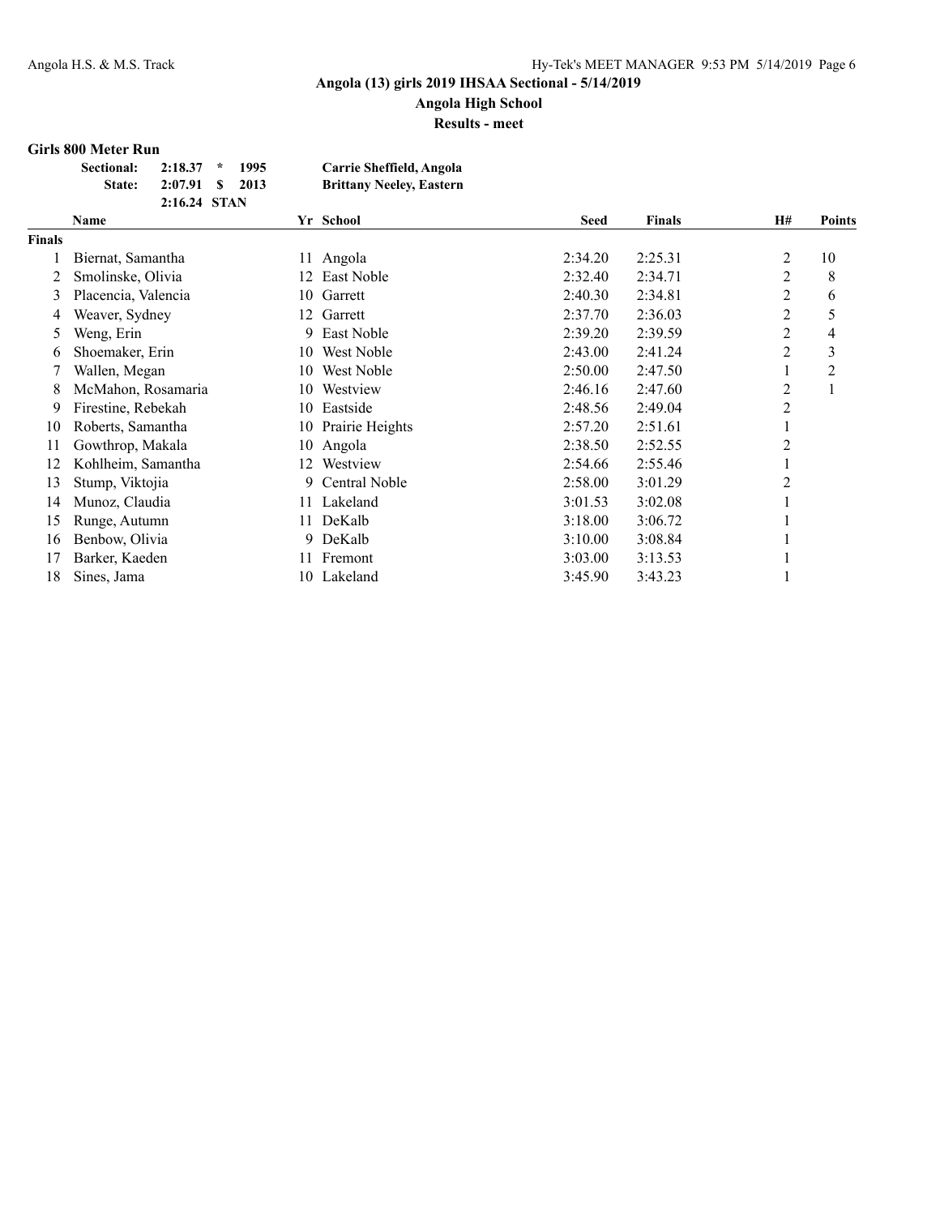## Angola (13) girls 2019 IHSAA Sectional - 5/14/2019

### Angola High School

### Results - meet

**Girls 800 Meter Run**

| | | | | |
|---|---|---|---|---|
| **Sectional:** | **2:18.37** | * | **1995** | **Carrie Sheffield, Angola** |
| **State:** | **2:07.91** | $ | **2013** | **Brittany Neeley, Eastern** |
| | **2:16.24** | **STAN** | | |

| | Name | Yr | School | Seed | Finals | H# | Points |
|---|---|---|---|---|---|---|---|
| **Finals** | | | | | | | |
| 1 | Biernat, Samantha | 11 | Angola | 2:34.20 | 2:25.31 | 2 | 10 |
| 2 | Smolinske, Olivia | 12 | East Noble | 2:32.40 | 2:34.71 | 2 | 8 |
| 3 | Placencia, Valencia | 10 | Garrett | 2:40.30 | 2:34.81 | 2 | 6 |
| 4 | Weaver, Sydney | 12 | Garrett | 2:37.70 | 2:36.03 | 2 | 5 |
| 5 | Weng, Erin | 9 | East Noble | 2:39.20 | 2:39.59 | 2 | 4 |
| 6 | Shoemaker, Erin | 10 | West Noble | 2:43.00 | 2:41.24 | 2 | 3 |
| 7 | Wallen, Megan | 10 | West Noble | 2:50.00 | 2:47.50 | 1 | 2 |
| 8 | McMahon, Rosamaria | 10 | Westview | 2:46.16 | 2:47.60 | 2 | 1 |
| 9 | Firestine, Rebekah | 10 | Eastside | 2:48.56 | 2:49.04 | 2 | |
| 10 | Roberts, Samantha | 10 | Prairie Heights | 2:57.20 | 2:51.61 | 1 | |
| 11 | Gowthrop, Makala | 10 | Angola | 2:38.50 | 2:52.55 | 2 | |
| 12 | Kohlheim, Samantha | 12 | Westview | 2:54.66 | 2:55.46 | 1 | |
| 13 | Stump, Viktojia | 9 | Central Noble | 2:58.00 | 3:01.29 | 2 | |
| 14 | Munoz, Claudia | 11 | Lakeland | 3:01.53 | 3:02.08 | 1 | |
| 15 | Runge, Autumn | 11 | DeKalb | 3:18.00 | 3:06.72 | 1 | |
| 16 | Benbow, Olivia | 9 | DeKalb | 3:10.00 | 3:08.84 | 1 | |
| 17 | Barker, Kaeden | 11 | Fremont | 3:03.00 | 3:13.53 | 1 | |
| 18 | Sines, Jama | 10 | Lakeland | 3:45.90 | 3:43.23 | 1 | |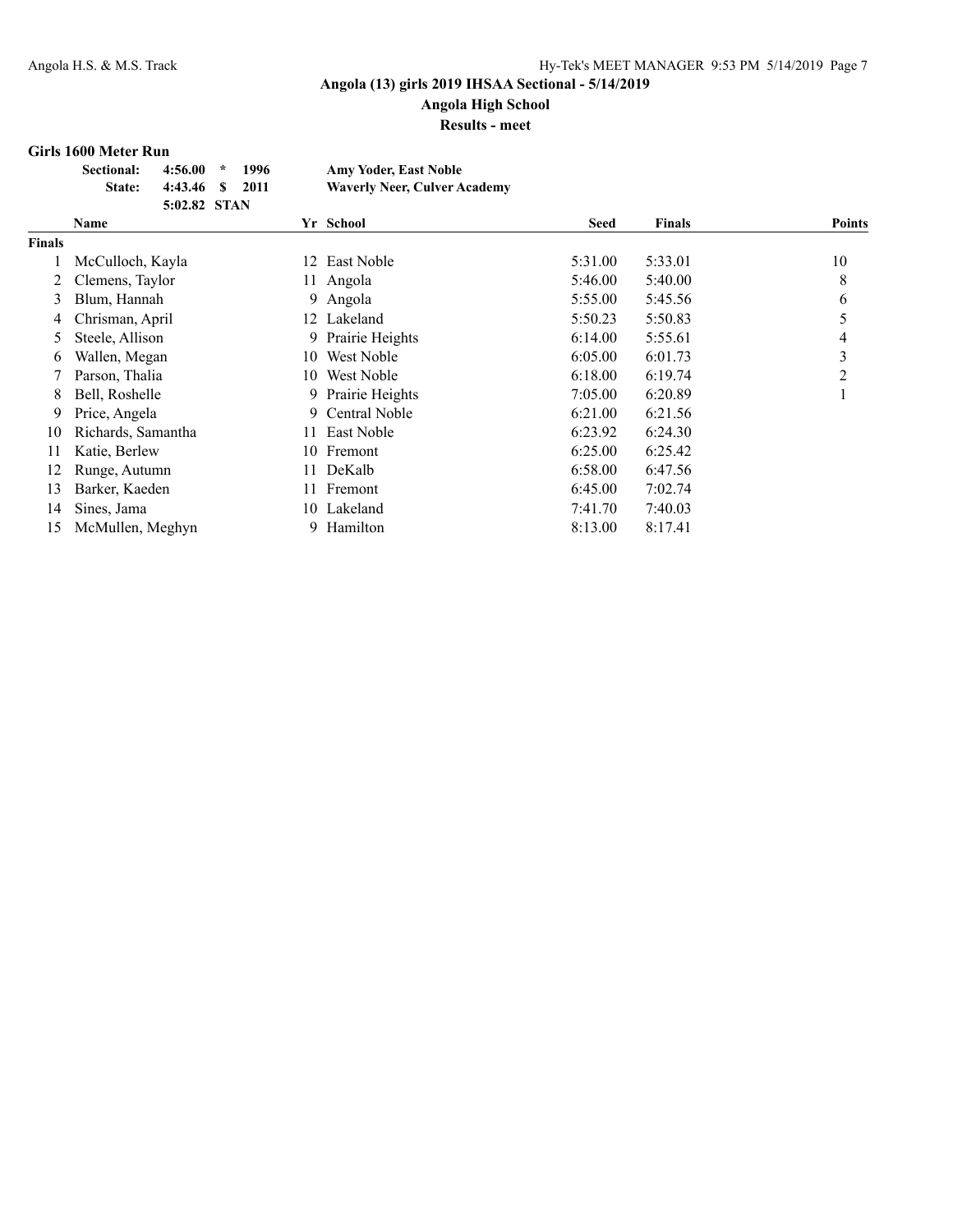**Angola (13) girls 2019 IHSAA Sectional - 5/14/2019**

**Angola High School**

**Results - meet**

### Girls 1600 Meter Run

| | | | | |
|---|---|---|---|---|
| **Sectional:** | **4:56.00** | **\*** | **1996** | **Amy Yoder, East Noble** |
| **State:** | **4:43.46** | **$** | **2011** | **Waverly Neer, Culver Academy** |
| | **5:02.82** | **STAN** | | |

| | Name | Yr | School | Seed | Finals | Points |
|---|---|---|---|---|---|---|
| **Finals** | | | | | | |
| 1 | McCulloch, Kayla | 12 | East Noble | 5:31.00 | 5:33.01 | 10 |
| 2 | Clemens, Taylor | 11 | Angola | 5:46.00 | 5:40.00 | 8 |
| 3 | Blum, Hannah | 9 | Angola | 5:55.00 | 5:45.56 | 6 |
| 4 | Chrisman, April | 12 | Lakeland | 5:50.23 | 5:50.83 | 5 |
| 5 | Steele, Allison | 9 | Prairie Heights | 6:14.00 | 5:55.61 | 4 |
| 6 | Wallen, Megan | 10 | West Noble | 6:05.00 | 6:01.73 | 3 |
| 7 | Parson, Thalia | 10 | West Noble | 6:18.00 | 6:19.74 | 2 |
| 8 | Bell, Roshelle | 9 | Prairie Heights | 7:05.00 | 6:20.89 | 1 |
| 9 | Price, Angela | 9 | Central Noble | 6:21.00 | 6:21.56 | |
| 10 | Richards, Samantha | 11 | East Noble | 6:23.92 | 6:24.30 | |
| 11 | Katie, Berlew | 10 | Fremont | 6:25.00 | 6:25.42 | |
| 12 | Runge, Autumn | 11 | DeKalb | 6:58.00 | 6:47.56 | |
| 13 | Barker, Kaeden | 11 | Fremont | 6:45.00 | 7:02.74 | |
| 14 | Sines, Jama | 10 | Lakeland | 7:41.70 | 7:40.03 | |
| 15 | McMullen, Meghyn | 9 | Hamilton | 8:13.00 | 8:17.41 | |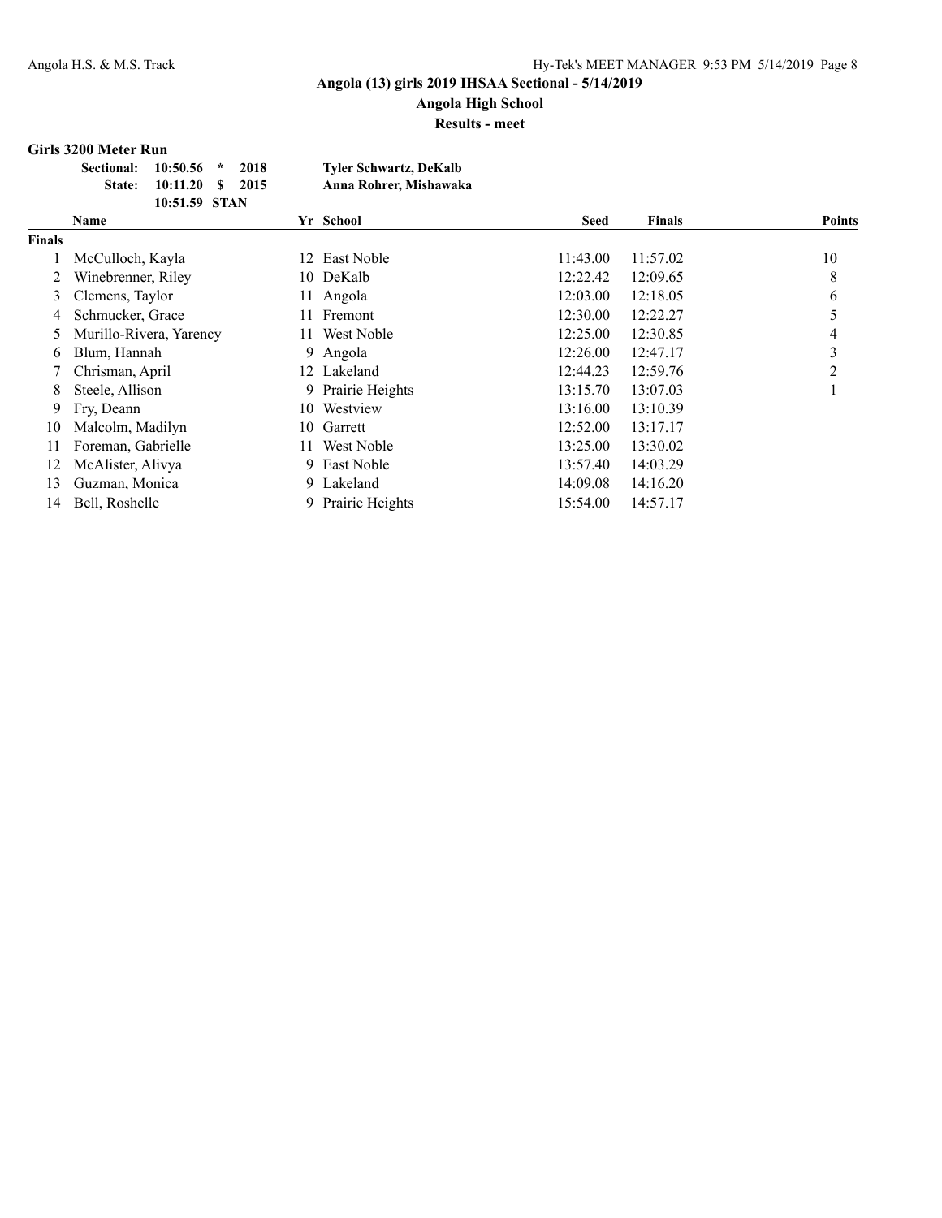## Angola (13) girls 2019 IHSAA Sectional - 5/14/2019

### Angola High School

### Results - meet

**Girls 3200 Meter Run**

| | | | | |
|---|---|---|---|---|
| **Sectional:** | **10:50.56** | * | **2018** | **Tyler Schwartz, DeKalb** |
| **State:** | **10:11.20** | $ | **2015** | **Anna Rohrer, Mishawaka** |
| | **10:51.59** | **STAN** | | |

| | Name | Yr | School | Seed | Finals | Points |
|---|---|---|---|---|---|---|
| **Finals** | | | | | | |
| 1 | McCulloch, Kayla | 12 | East Noble | 11:43.00 | 11:57.02 | 10 |
| 2 | Winebrenner, Riley | 10 | DeKalb | 12:22.42 | 12:09.65 | 8 |
| 3 | Clemens, Taylor | 11 | Angola | 12:03.00 | 12:18.05 | 6 |
| 4 | Schmucker, Grace | 11 | Fremont | 12:30.00 | 12:22.27 | 5 |
| 5 | Murillo-Rivera, Yarency | 11 | West Noble | 12:25.00 | 12:30.85 | 4 |
| 6 | Blum, Hannah | 9 | Angola | 12:26.00 | 12:47.17 | 3 |
| 7 | Chrisman, April | 12 | Lakeland | 12:44.23 | 12:59.76 | 2 |
| 8 | Steele, Allison | 9 | Prairie Heights | 13:15.70 | 13:07.03 | 1 |
| 9 | Fry, Deann | 10 | Westview | 13:16.00 | 13:10.39 | |
| 10 | Malcolm, Madilyn | 10 | Garrett | 12:52.00 | 13:17.17 | |
| 11 | Foreman, Gabrielle | 11 | West Noble | 13:25.00 | 13:30.02 | |
| 12 | McAlister, Alivya | 9 | East Noble | 13:57.40 | 14:03.29 | |
| 13 | Guzman, Monica | 9 | Lakeland | 14:09.08 | 14:16.20 | |
| 14 | Bell, Roshelle | 9 | Prairie Heights | 15:54.00 | 14:57.17 | |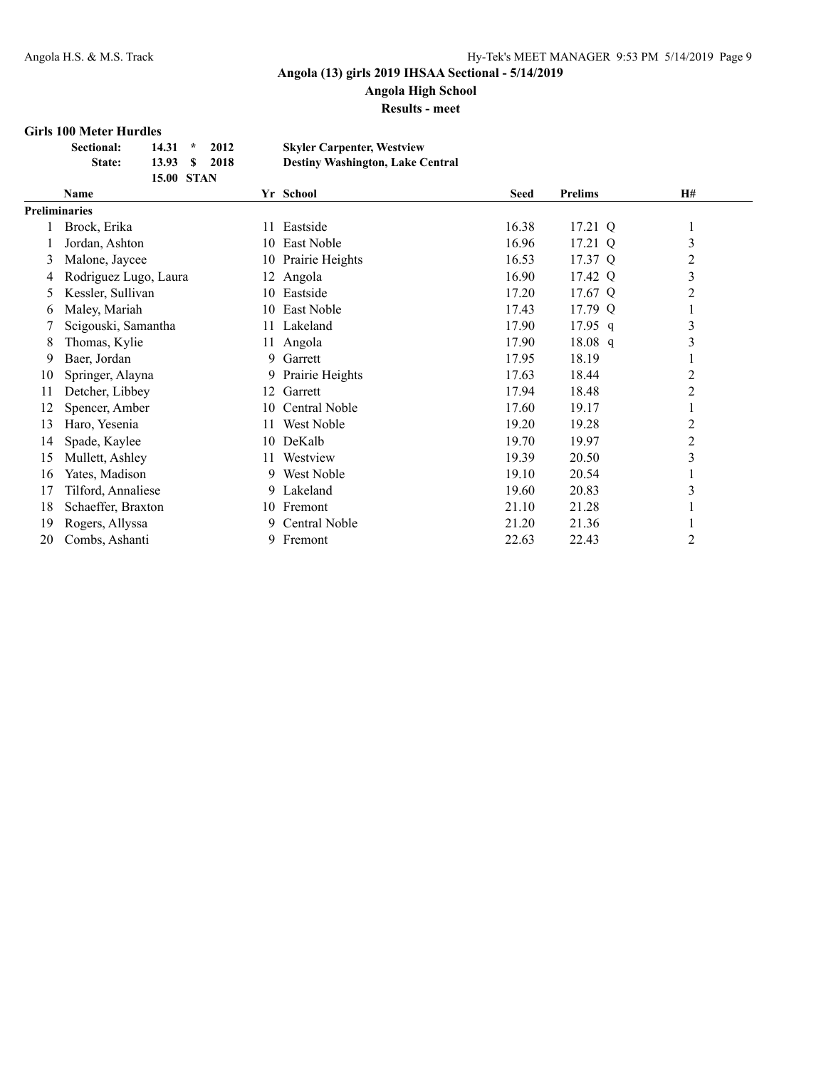**Angola (13) girls 2019 IHSAA Sectional - 5/14/2019**

**Angola High School**

**Results - meet**

### Girls 100 Meter Hurdles

| | | | | |
|---|---|---|---|---|
| **Sectional:** | **14.31** | ***** | **2012** | **Skyler Carpenter, Westview** |
| **State:** | **13.93** | **$** | **2018** | **Destiny Washington, Lake Central** |
| | **15.00** | **STAN** | | |

| | Name | Yr | School | Seed | Prelims | H# |
|---|---|---|---|---|---|---|
| **Preliminaries** | | | | | | |
| 1 | Brock, Erika | 11 | Eastside | 16.38 | 17.21 Q | 1 |
| 1 | Jordan, Ashton | 10 | East Noble | 16.96 | 17.21 Q | 3 |
| 3 | Malone, Jaycee | 10 | Prairie Heights | 16.53 | 17.37 Q | 2 |
| 4 | Rodriguez Lugo, Laura | 12 | Angola | 16.90 | 17.42 Q | 3 |
| 5 | Kessler, Sullivan | 10 | Eastside | 17.20 | 17.67 Q | 2 |
| 6 | Maley, Mariah | 10 | East Noble | 17.43 | 17.79 Q | 1 |
| 7 | Scigouski, Samantha | 11 | Lakeland | 17.90 | 17.95 q | 3 |
| 8 | Thomas, Kylie | 11 | Angola | 17.90 | 18.08 q | 3 |
| 9 | Baer, Jordan | 9 | Garrett | 17.95 | 18.19 | 1 |
| 10 | Springer, Alayna | 9 | Prairie Heights | 17.63 | 18.44 | 2 |
| 11 | Detcher, Libbey | 12 | Garrett | 17.94 | 18.48 | 2 |
| 12 | Spencer, Amber | 10 | Central Noble | 17.60 | 19.17 | 1 |
| 13 | Haro, Yesenia | 11 | West Noble | 19.20 | 19.28 | 2 |
| 14 | Spade, Kaylee | 10 | DeKalb | 19.70 | 19.97 | 2 |
| 15 | Mullett, Ashley | 11 | Westview | 19.39 | 20.50 | 3 |
| 16 | Yates, Madison | 9 | West Noble | 19.10 | 20.54 | 1 |
| 17 | Tilford, Annaliese | 9 | Lakeland | 19.60 | 20.83 | 3 |
| 18 | Schaeffer, Braxton | 10 | Fremont | 21.10 | 21.28 | 1 |
| 19 | Rogers, Allyssa | 9 | Central Noble | 21.20 | 21.36 | 1 |
| 20 | Combs, Ashanti | 9 | Fremont | 22.63 | 22.43 | 2 |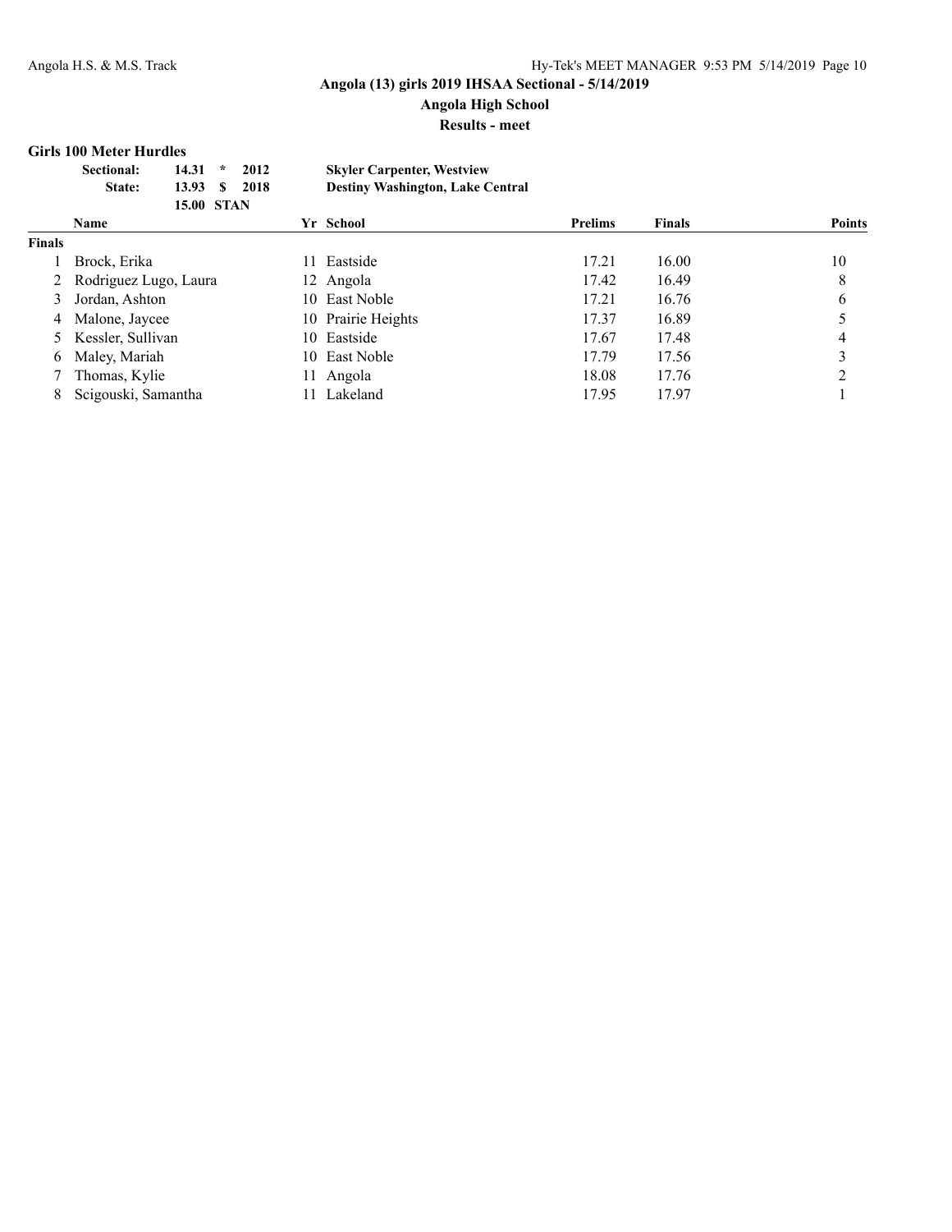# Angola (13) girls 2019 IHSAA Sectional - 5/14/2019

## Angola High School

### Results - meet

**Girls 100 Meter Hurdles**

| | | | | |
|---|---|---|---|---|
| **Sectional:** | **14.31** | **\*** | **2012** | **Skyler Carpenter, Westview** |
| **State:** | **13.93** | **$** | **2018** | **Destiny Washington, Lake Central** |
| | **15.00** | **STAN** | | |

| | Name | Yr | School | Prelims | Finals | Points |
|---|---|---|---|---|---|---|
| **Finals** | | | | | | |
| 1 | Brock, Erika | 11 | Eastside | 17.21 | 16.00 | 10 |
| 2 | Rodriguez Lugo, Laura | 12 | Angola | 17.42 | 16.49 | 8 |
| 3 | Jordan, Ashton | 10 | East Noble | 17.21 | 16.76 | 6 |
| 4 | Malone, Jaycee | 10 | Prairie Heights | 17.37 | 16.89 | 5 |
| 5 | Kessler, Sullivan | 10 | Eastside | 17.67 | 17.48 | 4 |
| 6 | Maley, Mariah | 10 | East Noble | 17.79 | 17.56 | 3 |
| 7 | Thomas, Kylie | 11 | Angola | 18.08 | 17.76 | 2 |
| 8 | Scigouski, Samantha | 11 | Lakeland | 17.95 | 17.97 | 1 |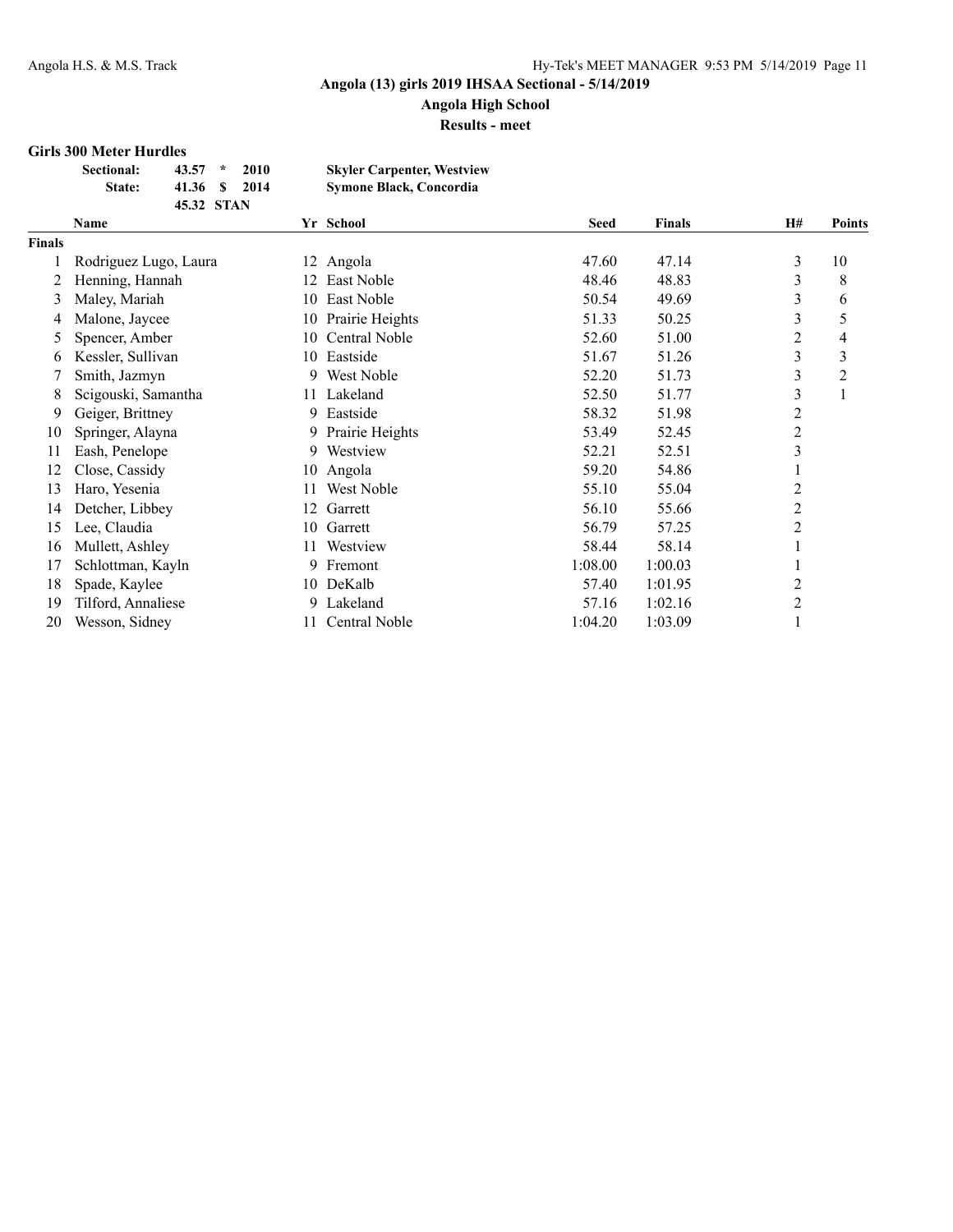**Angola (13) girls 2019 IHSAA Sectional - 5/14/2019**

**Angola High School**

**Results - meet**

### Girls 300 Meter Hurdles

| | | | | |
|---|---|---|---|---|
| **Sectional:** | 43.57 | * | 2010 | **Skyler Carpenter, Westview** |
| **State:** | 41.36 | $ | 2014 | **Symone Black, Concordia** |
| | 45.32 | STAN | | |

| | Name | Yr | School | Seed | Finals | H# | Points |
|---|---|---|---|---|---|---|---|
| **Finals** | | | | | | | |
| 1 | Rodriguez Lugo, Laura | 12 | Angola | 47.60 | 47.14 | 3 | 10 |
| 2 | Henning, Hannah | 12 | East Noble | 48.46 | 48.83 | 3 | 8 |
| 3 | Maley, Mariah | 10 | East Noble | 50.54 | 49.69 | 3 | 6 |
| 4 | Malone, Jaycee | 10 | Prairie Heights | 51.33 | 50.25 | 3 | 5 |
| 5 | Spencer, Amber | 10 | Central Noble | 52.60 | 51.00 | 2 | 4 |
| 6 | Kessler, Sullivan | 10 | Eastside | 51.67 | 51.26 | 3 | 3 |
| 7 | Smith, Jazmyn | 9 | West Noble | 52.20 | 51.73 | 3 | 2 |
| 8 | Scigouski, Samantha | 11 | Lakeland | 52.50 | 51.77 | 3 | 1 |
| 9 | Geiger, Brittney | 9 | Eastside | 58.32 | 51.98 | 2 | |
| 10 | Springer, Alayna | 9 | Prairie Heights | 53.49 | 52.45 | 2 | |
| 11 | Eash, Penelope | 9 | Westview | 52.21 | 52.51 | 3 | |
| 12 | Close, Cassidy | 10 | Angola | 59.20 | 54.86 | 1 | |
| 13 | Haro, Yesenia | 11 | West Noble | 55.10 | 55.04 | 2 | |
| 14 | Detcher, Libbey | 12 | Garrett | 56.10 | 55.66 | 2 | |
| 15 | Lee, Claudia | 10 | Garrett | 56.79 | 57.25 | 2 | |
| 16 | Mullett, Ashley | 11 | Westview | 58.44 | 58.14 | 1 | |
| 17 | Schlottman, Kayln | 9 | Fremont | 1:08.00 | 1:00.03 | 1 | |
| 18 | Spade, Kaylee | 10 | DeKalb | 57.40 | 1:01.95 | 2 | |
| 19 | Tilford, Annaliese | 9 | Lakeland | 57.16 | 1:02.16 | 2 | |
| 20 | Wesson, Sidney | 11 | Central Noble | 1:04.20 | 1:03.09 | 1 | |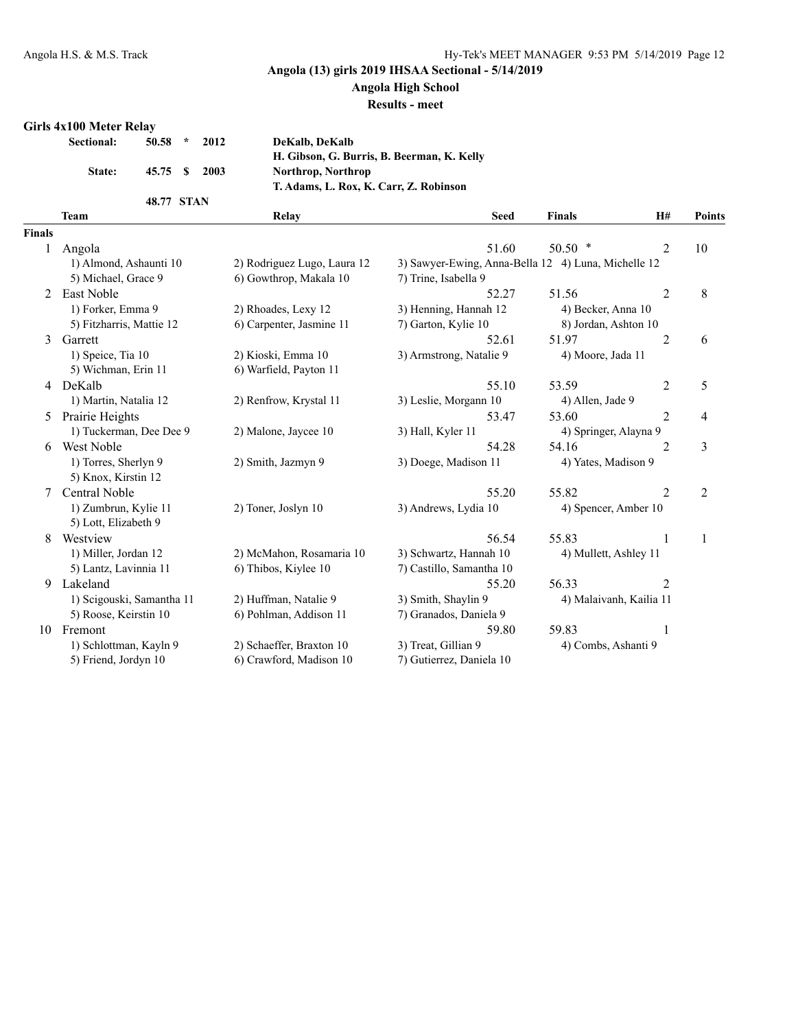## Angola (13) girls 2019 IHSAA Sectional - 5/14/2019

### Angola High School

### Results - meet

**Girls 4x100 Meter Relay**

| | | | | |
|---|---|---|---|---|
| **Sectional:** | **50.58** | * | **2012** | **DeKalb, DeKalb** |
| | | | | **H. Gibson, G. Burris, B. Beerman, K. Kelly** |
| **State:** | **45.75** | $ | **2003** | **Northrop, Northrop** |
| | | | | **T. Adams, L. Rox, K. Carr, Z. Robinson** |
| | **48.77** | **STAN** | | |

| | Team | Relay | | Seed | Finals | H# | Points |
|---|---|---|---|---|---|---|---|
| **Finals** | | | | | | | |
| 1 | Angola | | | 51.60 | 50.50 * | 2 | 10 |
| | 1) Almond, Ashaunti 10 | 2) Rodriguez Lugo, Laura 12 | 3) Sawyer-Ewing, Anna-Bella 12 | 4) Luna, Michelle 12 | | | |
| | 5) Michael, Grace 9 | 6) Gowthrop, Makala 10 | 7) Trine, Isabella 9 | | | | |
| 2 | East Noble | | | 52.27 | 51.56 | 2 | 8 |
| | 1) Forker, Emma 9 | 2) Rhoades, Lexy 12 | 3) Henning, Hannah 12 | 4) Becker, Anna 10 | | | |
| | 5) Fitzharris, Mattie 12 | 6) Carpenter, Jasmine 11 | 7) Garton, Kylie 10 | 8) Jordan, Ashton 10 | | | |
| 3 | Garrett | | | 52.61 | 51.97 | 2 | 6 |
| | 1) Speice, Tia 10 | 2) Kioski, Emma 10 | 3) Armstrong, Natalie 9 | 4) Moore, Jada 11 | | | |
| | 5) Wichman, Erin 11 | 6) Warfield, Payton 11 | | | | | |
| 4 | DeKalb | | | 55.10 | 53.59 | 2 | 5 |
| | 1) Martin, Natalia 12 | 2) Renfrow, Krystal 11 | 3) Leslie, Morgann 10 | 4) Allen, Jade 9 | | | |
| 5 | Prairie Heights | | | 53.47 | 53.60 | 2 | 4 |
| | 1) Tuckerman, Dee Dee 9 | 2) Malone, Jaycee 10 | 3) Hall, Kyler 11 | 4) Springer, Alayna 9 | | | |
| 6 | West Noble | | | 54.28 | 54.16 | 2 | 3 |
| | 1) Torres, Sherlyn 9 | 2) Smith, Jazmyn 9 | 3) Doege, Madison 11 | 4) Yates, Madison 9 | | | |
| | 5) Knox, Kirstin 12 | | | | | | |
| 7 | Central Noble | | | 55.20 | 55.82 | 2 | 2 |
| | 1) Zumbrun, Kylie 11 | 2) Toner, Joslyn 10 | 3) Andrews, Lydia 10 | 4) Spencer, Amber 10 | | | |
| | 5) Lott, Elizabeth 9 | | | | | | |
| 8 | Westview | | | 56.54 | 55.83 | 1 | 1 |
| | 1) Miller, Jordan 12 | 2) McMahon, Rosamaria 10 | 3) Schwartz, Hannah 10 | 4) Mullett, Ashley 11 | | | |
| | 5) Lantz, Lavinnia 11 | 6) Thibos, Kiylee 10 | 7) Castillo, Samantha 10 | | | | |
| 9 | Lakeland | | | 55.20 | 56.33 | 2 | |
| | 1) Scigouski, Samantha 11 | 2) Huffman, Natalie 9 | 3) Smith, Shaylin 9 | 4) Malaivanh, Kailia 11 | | | |
| | 5) Roose, Keirstin 10 | 6) Pohlman, Addison 11 | 7) Granados, Daniela 9 | | | | |
| 10 | Fremont | | | 59.80 | 59.83 | 1 | |
| | 1) Schlottman, Kayln 9 | 2) Schaeffer, Braxton 10 | 3) Treat, Gillian 9 | 4) Combs, Ashanti 9 | | | |
| | 5) Friend, Jordyn 10 | 6) Crawford, Madison 10 | 7) Gutierrez, Daniela 10 | | | | |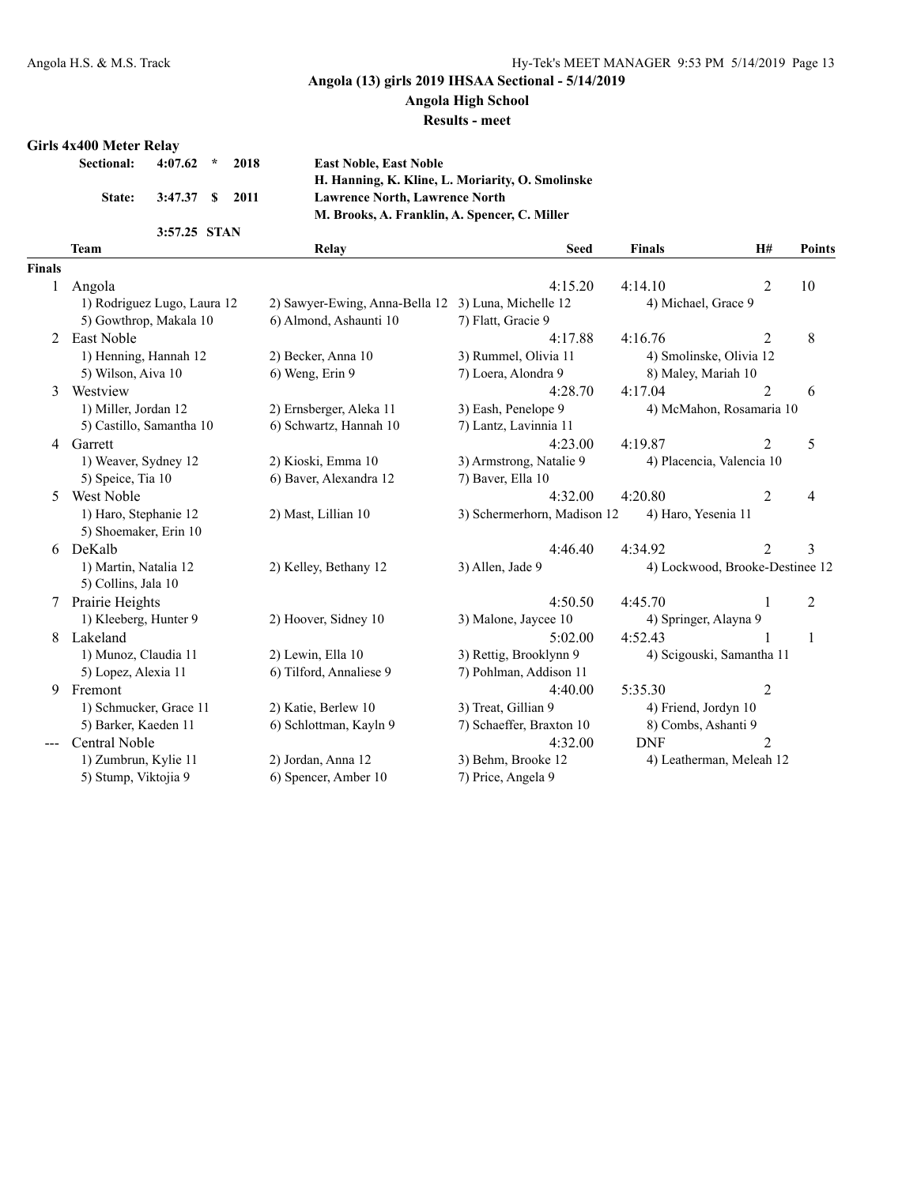**Angola (13) girls 2019 IHSAA Sectional - 5/14/2019**

**Angola High School**

**Results - meet**

### Girls 4x400 Meter Relay

| | | | | |
|---|---|---|---|---|
| **Sectional:** | **4:07.62** | * | **2018** | **East Noble, East Noble** |
| | | | | **H. Hanning, K. Kline, L. Moriarity, O. Smolinske** |
| **State:** | **3:47.37** | $ | **2011** | **Lawrence North, Lawrence North** |
| | | | | **M. Brooks, A. Franklin, A. Spencer, C. Miller** |
| | **3:57.25** | **STAN** | | |

| | Team | Relay | Seed | Finals | H# | Points |
|---|---|---|---|---|---|---|
| **Finals** | | | | | | |
| 1 | Angola | | 4:15.20 | 4:14.10 | 2 | 10 |
| | 1) Rodriguez Lugo, Laura 12 | 2) Sawyer-Ewing, Anna-Bella 12 | 3) Luna, Michelle 12 | 4) Michael, Grace 9 | | |
| | 5) Gowthrop, Makala 10 | 6) Almond, Ashaunti 10 | 7) Flatt, Gracie 9 | | | |
| 2 | East Noble | | 4:17.88 | 4:16.76 | 2 | 8 |
| | 1) Henning, Hannah 12 | 2) Becker, Anna 10 | 3) Rummel, Olivia 11 | 4) Smolinske, Olivia 12 | | |
| | 5) Wilson, Aiva 10 | 6) Weng, Erin 9 | 7) Loera, Alondra 9 | 8) Maley, Mariah 10 | | |
| 3 | Westview | | 4:28.70 | 4:17.04 | 2 | 6 |
| | 1) Miller, Jordan 12 | 2) Ernsberger, Aleka 11 | 3) Eash, Penelope 9 | 4) McMahon, Rosamaria 10 | | |
| | 5) Castillo, Samantha 10 | 6) Schwartz, Hannah 10 | 7) Lantz, Lavinnia 11 | | | |
| 4 | Garrett | | 4:23.00 | 4:19.87 | 2 | 5 |
| | 1) Weaver, Sydney 12 | 2) Kioski, Emma 10 | 3) Armstrong, Natalie 9 | 4) Placencia, Valencia 10 | | |
| | 5) Speice, Tia 10 | 6) Baver, Alexandra 12 | 7) Baver, Ella 10 | | | |
| 5 | West Noble | | 4:32.00 | 4:20.80 | 2 | 4 |
| | 1) Haro, Stephanie 12 | 2) Mast, Lillian 10 | 3) Schermerhorn, Madison 12 | 4) Haro, Yesenia 11 | | |
| | 5) Shoemaker, Erin 10 | | | | | |
| 6 | DeKalb | | 4:46.40 | 4:34.92 | 2 | 3 |
| | 1) Martin, Natalia 12 | 2) Kelley, Bethany 12 | 3) Allen, Jade 9 | 4) Lockwood, Brooke-Destinee 12 | | |
| | 5) Collins, Jala 10 | | | | | |
| 7 | Prairie Heights | | 4:50.50 | 4:45.70 | 1 | 2 |
| | 1) Kleeberg, Hunter 9 | 2) Hoover, Sidney 10 | 3) Malone, Jaycee 10 | 4) Springer, Alayna 9 | | |
| 8 | Lakeland | | 5:02.00 | 4:52.43 | 1 | 1 |
| | 1) Munoz, Claudia 11 | 2) Lewin, Ella 10 | 3) Rettig, Brooklynn 9 | 4) Scigouski, Samantha 11 | | |
| | 5) Lopez, Alexia 11 | 6) Tilford, Annaliese 9 | 7) Pohlman, Addison 11 | | | |
| 9 | Fremont | | 4:40.00 | 5:35.30 | 2 | |
| | 1) Schmucker, Grace 11 | 2) Katie, Berlew 10 | 3) Treat, Gillian 9 | 4) Friend, Jordyn 10 | | |
| | 5) Barker, Kaeden 11 | 6) Schlottman, Kayln 9 | 7) Schaeffer, Braxton 10 | 8) Combs, Ashanti 9 | | |
| --- | Central Noble | | 4:32.00 | DNF | 2 | |
| | 1) Zumbrun, Kylie 11 | 2) Jordan, Anna 12 | 3) Behm, Brooke 12 | 4) Leatherman, Meleah 12 | | |
| | 5) Stump, Viktojia 9 | 6) Spencer, Amber 10 | 7) Price, Angela 9 | | | |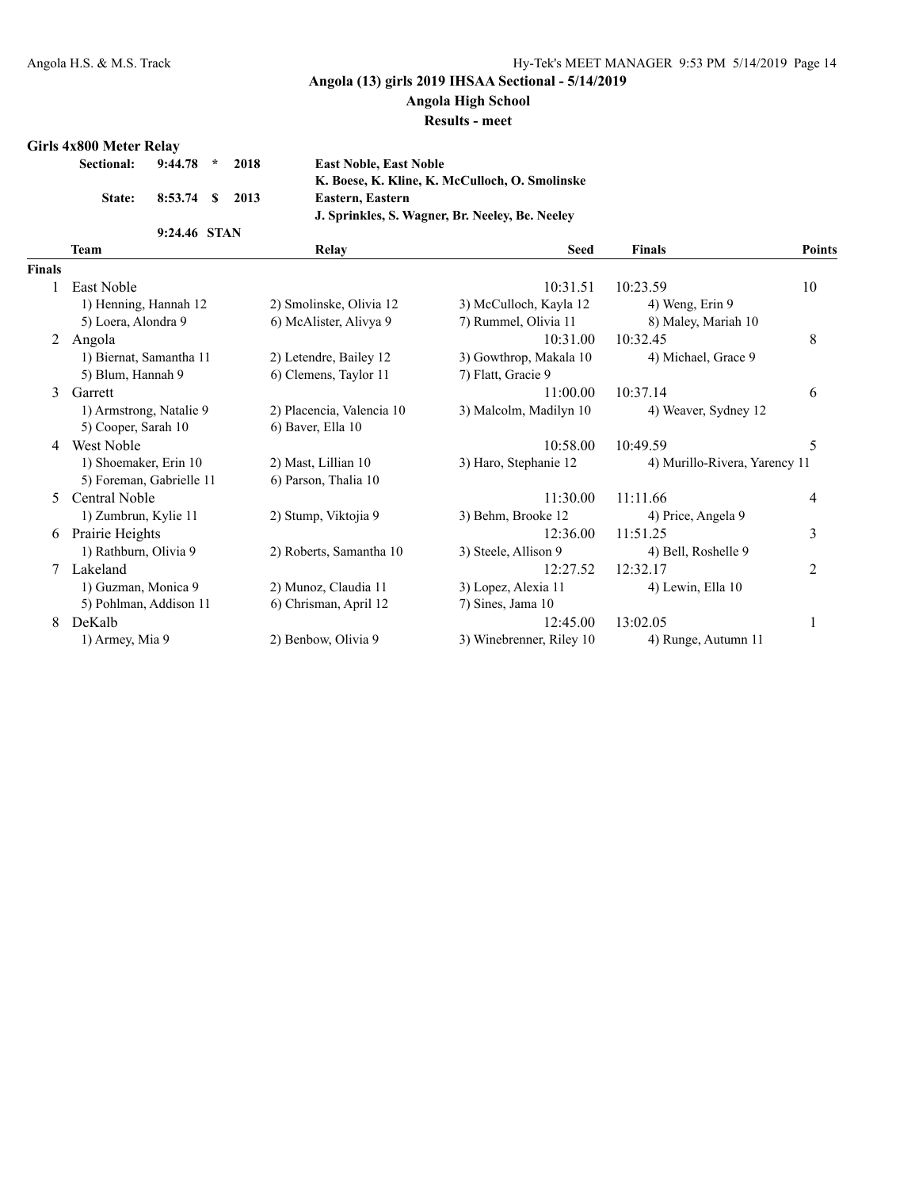**Angola (13) girls 2019 IHSAA Sectional - 5/14/2019**

**Angola High School**

**Results - meet**

## Girls 4x800 Meter Relay

| | | | | |
|---|---|---|---|---|
| **Sectional:** | **9:44.78** | **\*** | **2018** | **East Noble, East Noble** |
| | | | | **K. Boese, K. Kline, K. McCulloch, O. Smolinske** |
| **State:** | **8:53.74** | **$** | **2013** | **Eastern, Eastern** |
| | | | | **J. Sprinkles, S. Wagner, Br. Neeley, Be. Neeley** |
| | **9:24.46** | **STAN** | | |

**Finals**

| | Team | Relay | Seed | Finals | Points |
|---|---|---|---|---|---|
| 1 | East Noble | | 10:31.51 | 10:23.59 | 10 |
| | 1) Henning, Hannah 12 | 2) Smolinske, Olivia 12 | 3) McCulloch, Kayla 12 | 4) Weng, Erin 9 | |
| | 5) Loera, Alondra 9 | 6) McAlister, Alivya 9 | 7) Rummel, Olivia 11 | 8) Maley, Mariah 10 | |
| 2 | Angola | | 10:31.00 | 10:32.45 | 8 |
| | 1) Biernat, Samantha 11 | 2) Letendre, Bailey 12 | 3) Gowthrop, Makala 10 | 4) Michael, Grace 9 | |
| | 5) Blum, Hannah 9 | 6) Clemens, Taylor 11 | 7) Flatt, Gracie 9 | | |
| 3 | Garrett | | 11:00.00 | 10:37.14 | 6 |
| | 1) Armstrong, Natalie 9 | 2) Placencia, Valencia 10 | 3) Malcolm, Madilyn 10 | 4) Weaver, Sydney 12 | |
| | 5) Cooper, Sarah 10 | 6) Baver, Ella 10 | | | |
| 4 | West Noble | | 10:58.00 | 10:49.59 | 5 |
| | 1) Shoemaker, Erin 10 | 2) Mast, Lillian 10 | 3) Haro, Stephanie 12 | 4) Murillo-Rivera, Yarency 11 | |
| | 5) Foreman, Gabrielle 11 | 6) Parson, Thalia 10 | | | |
| 5 | Central Noble | | 11:30.00 | 11:11.66 | 4 |
| | 1) Zumbrun, Kylie 11 | 2) Stump, Viktojia 9 | 3) Behm, Brooke 12 | 4) Price, Angela 9 | |
| 6 | Prairie Heights | | 12:36.00 | 11:51.25 | 3 |
| | 1) Rathburn, Olivia 9 | 2) Roberts, Samantha 10 | 3) Steele, Allison 9 | 4) Bell, Roshelle 9 | |
| 7 | Lakeland | | 12:27.52 | 12:32.17 | 2 |
| | 1) Guzman, Monica 9 | 2) Munoz, Claudia 11 | 3) Lopez, Alexia 11 | 4) Lewin, Ella 10 | |
| | 5) Pohlman, Addison 11 | 6) Chrisman, April 12 | 7) Sines, Jama 10 | | |
| 8 | DeKalb | | 12:45.00 | 13:02.05 | 1 |
| | 1) Armey, Mia 9 | 2) Benbow, Olivia 9 | 3) Winebrenner, Riley 10 | 4) Runge, Autumn 11 | |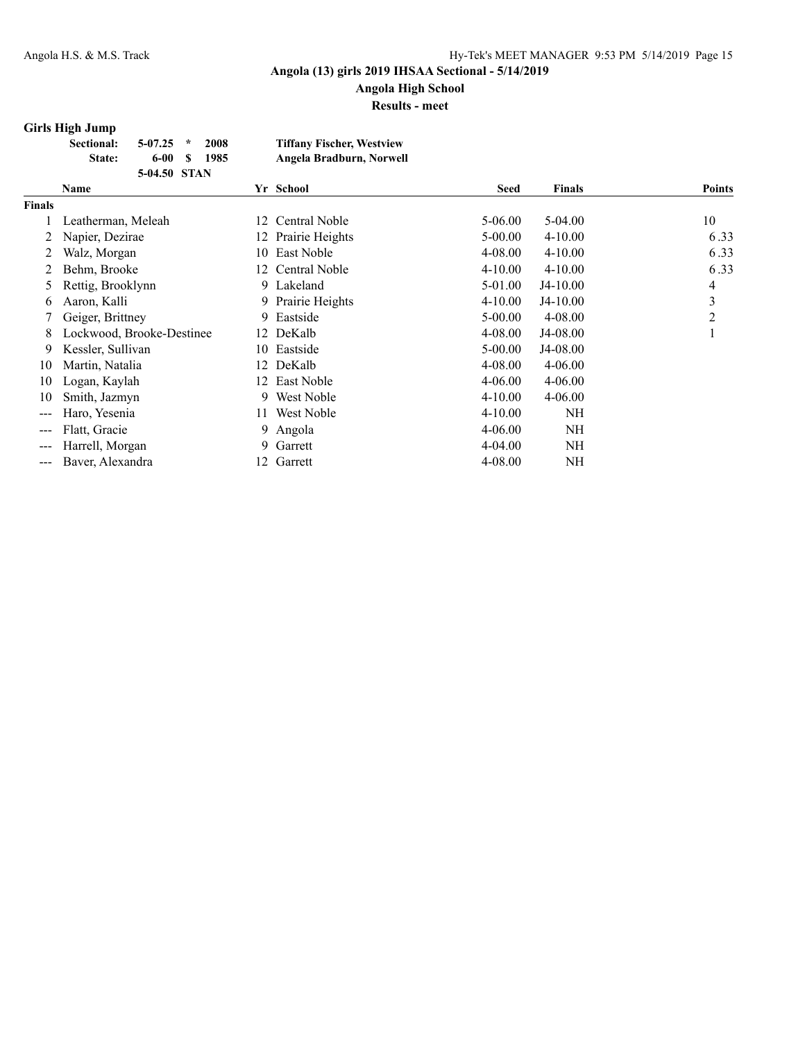# Angola (13) girls 2019 IHSAA Sectional - 5/14/2019

## Angola High School

### Results - meet

**Girls High Jump**

| | | | | |
|---|---|---|---|---|
| **Sectional:** | **5-07.25** | * | **2008** | **Tiffany Fischer, Westview** |
| **State:** | **6-00** | $ | **1985** | **Angela Bradburn, Norwell** |
| | **5-04.50** | **STAN** | | |

| | Name | Yr | School | Seed | Finals | Points |
|---|---|---|---|---|---|---|
| **Finals** | | | | | | |
| 1 | Leatherman, Meleah | 12 | Central Noble | 5-06.00 | 5-04.00 | 10 |
| 2 | Napier, Dezirae | 12 | Prairie Heights | 5-00.00 | 4-10.00 | 6.33 |
| 2 | Walz, Morgan | 10 | East Noble | 4-08.00 | 4-10.00 | 6.33 |
| 2 | Behm, Brooke | 12 | Central Noble | 4-10.00 | 4-10.00 | 6.33 |
| 5 | Rettig, Brooklynn | 9 | Lakeland | 5-01.00 | J4-10.00 | 4 |
| 6 | Aaron, Kalli | 9 | Prairie Heights | 4-10.00 | J4-10.00 | 3 |
| 7 | Geiger, Brittney | 9 | Eastside | 5-00.00 | 4-08.00 | 2 |
| 8 | Lockwood, Brooke-Destinee | 12 | DeKalb | 4-08.00 | J4-08.00 | 1 |
| 9 | Kessler, Sullivan | 10 | Eastside | 5-00.00 | J4-08.00 | |
| 10 | Martin, Natalia | 12 | DeKalb | 4-08.00 | 4-06.00 | |
| 10 | Logan, Kaylah | 12 | East Noble | 4-06.00 | 4-06.00 | |
| 10 | Smith, Jazmyn | 9 | West Noble | 4-10.00 | 4-06.00 | |
| --- | Haro, Yesenia | 11 | West Noble | 4-10.00 | NH | |
| --- | Flatt, Gracie | 9 | Angola | 4-06.00 | NH | |
| --- | Harrell, Morgan | 9 | Garrett | 4-04.00 | NH | |
| --- | Baver, Alexandra | 12 | Garrett | 4-08.00 | NH | |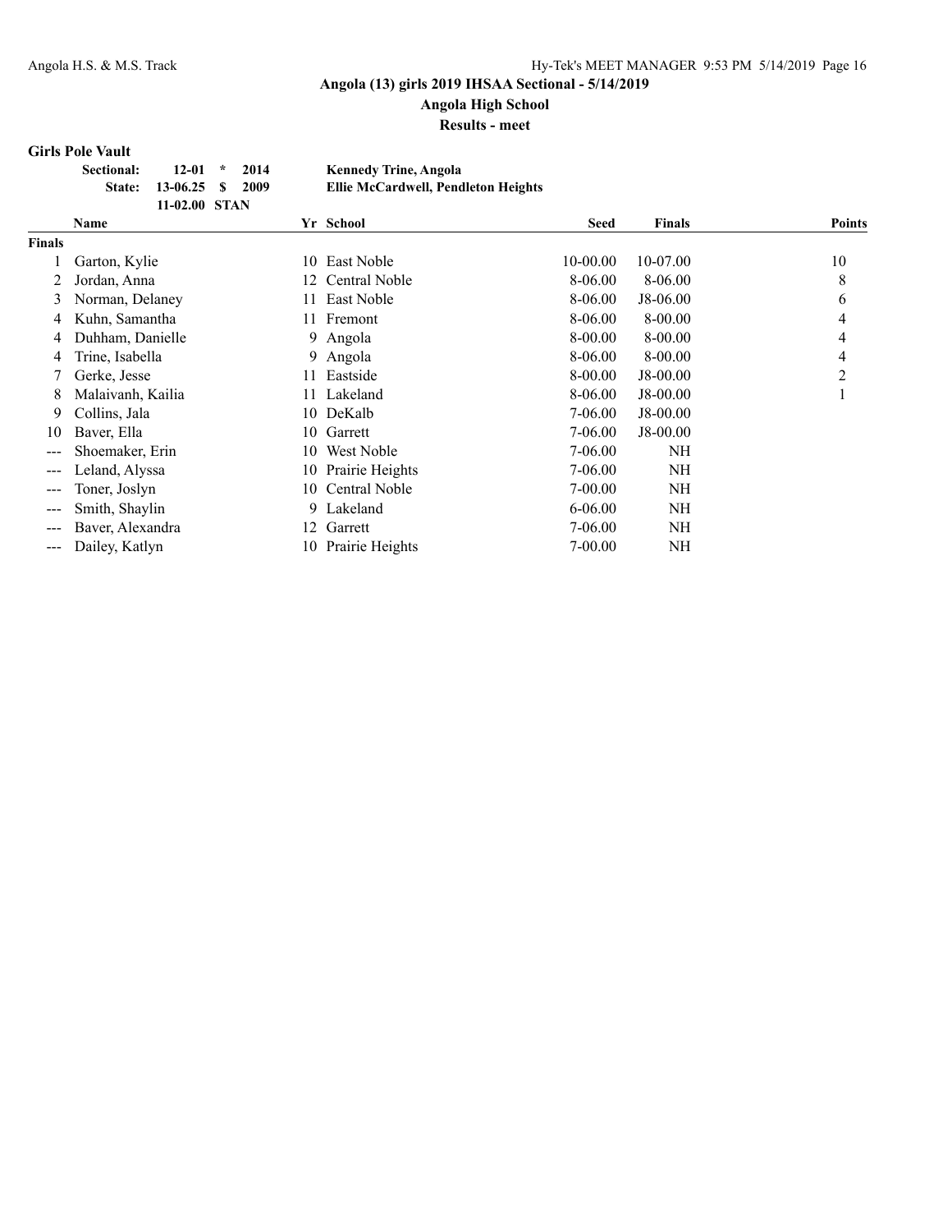# Angola (13) girls 2019 IHSAA Sectional - 5/14/2019

## Angola High School

### Results - meet

**Girls Pole Vault**

| | | | | |
|---|---|---|---|---|
| **Sectional:** | **12-01** | * | **2014** | **Kennedy Trine, Angola** |
| **State:** | **13-06.25** | $ | **2009** | **Ellie McCardwell, Pendleton Heights** |
| | **11-02.00** | **STAN** | | |

| | Name | Yr | School | Seed | Finals | Points |
|---|---|---|---|---|---|---|
| **Finals** | | | | | | |
| 1 | Garton, Kylie | 10 | East Noble | 10-00.00 | 10-07.00 | 10 |
| 2 | Jordan, Anna | 12 | Central Noble | 8-06.00 | 8-06.00 | 8 |
| 3 | Norman, Delaney | 11 | East Noble | 8-06.00 | J8-06.00 | 6 |
| 4 | Kuhn, Samantha | 11 | Fremont | 8-06.00 | 8-00.00 | 4 |
| 4 | Duhham, Danielle | 9 | Angola | 8-00.00 | 8-00.00 | 4 |
| 4 | Trine, Isabella | 9 | Angola | 8-06.00 | 8-00.00 | 4 |
| 7 | Gerke, Jesse | 11 | Eastside | 8-00.00 | J8-00.00 | 2 |
| 8 | Malaivanh, Kailia | 11 | Lakeland | 8-06.00 | J8-00.00 | 1 |
| 9 | Collins, Jala | 10 | DeKalb | 7-06.00 | J8-00.00 | |
| 10 | Baver, Ella | 10 | Garrett | 7-06.00 | J8-00.00 | |
| --- | Shoemaker, Erin | 10 | West Noble | 7-06.00 | NH | |
| --- | Leland, Alyssa | 10 | Prairie Heights | 7-06.00 | NH | |
| --- | Toner, Joslyn | 10 | Central Noble | 7-00.00 | NH | |
| --- | Smith, Shaylin | 9 | Lakeland | 6-06.00 | NH | |
| --- | Baver, Alexandra | 12 | Garrett | 7-06.00 | NH | |
| --- | Dailey, Katlyn | 10 | Prairie Heights | 7-00.00 | NH | |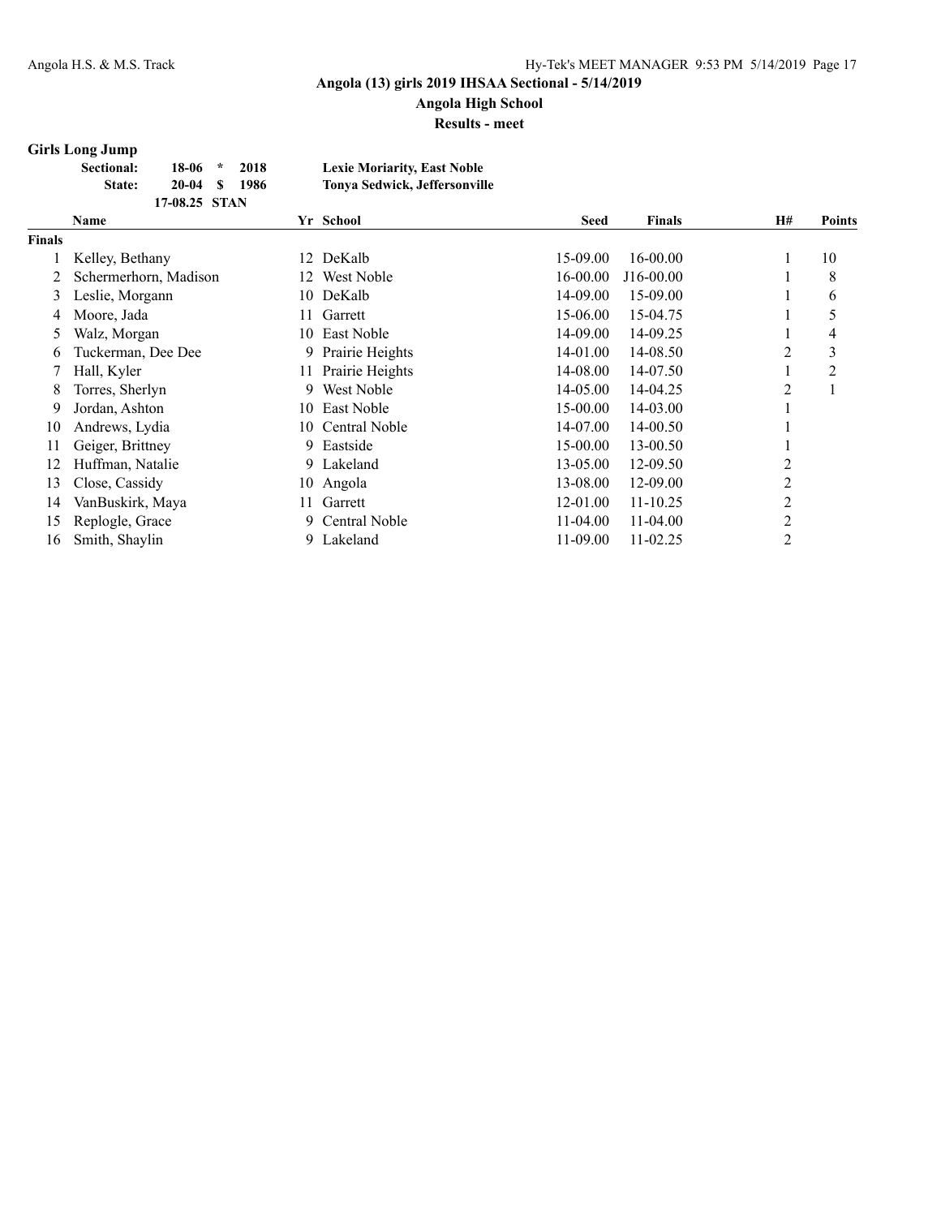## Angola (13) girls 2019 IHSAA Sectional - 5/14/2019

**Angola High School**

**Results - meet**

### Girls Long Jump

| | | | | |
|---|---|---|---|---|
| **Sectional:** | **18-06** | * | **2018** | **Lexie Moriarity, East Noble** |
| **State:** | **20-04** | $ | **1986** | **Tonya Sedwick, Jeffersonville** |
| | **17-08.25** | **STAN** | | |

| | Name | Yr | School | Seed | Finals | H# | Points |
|---|---|---|---|---|---|---|---|
| **Finals** | | | | | | | |
| 1 | Kelley, Bethany | 12 | DeKalb | 15-09.00 | 16-00.00 | 1 | 10 |
| 2 | Schermerhorn, Madison | 12 | West Noble | 16-00.00 | J16-00.00 | 1 | 8 |
| 3 | Leslie, Morgann | 10 | DeKalb | 14-09.00 | 15-09.00 | 1 | 6 |
| 4 | Moore, Jada | 11 | Garrett | 15-06.00 | 15-04.75 | 1 | 5 |
| 5 | Walz, Morgan | 10 | East Noble | 14-09.00 | 14-09.25 | 1 | 4 |
| 6 | Tuckerman, Dee Dee | 9 | Prairie Heights | 14-01.00 | 14-08.50 | 2 | 3 |
| 7 | Hall, Kyler | 11 | Prairie Heights | 14-08.00 | 14-07.50 | 1 | 2 |
| 8 | Torres, Sherlyn | 9 | West Noble | 14-05.00 | 14-04.25 | 2 | 1 |
| 9 | Jordan, Ashton | 10 | East Noble | 15-00.00 | 14-03.00 | 1 | |
| 10 | Andrews, Lydia | 10 | Central Noble | 14-07.00 | 14-00.50 | 1 | |
| 11 | Geiger, Brittney | 9 | Eastside | 15-00.00 | 13-00.50 | 1 | |
| 12 | Huffman, Natalie | 9 | Lakeland | 13-05.00 | 12-09.50 | 2 | |
| 13 | Close, Cassidy | 10 | Angola | 13-08.00 | 12-09.00 | 2 | |
| 14 | VanBuskirk, Maya | 11 | Garrett | 12-01.00 | 11-10.25 | 2 | |
| 15 | Replogle, Grace | 9 | Central Noble | 11-04.00 | 11-04.00 | 2 | |
| 16 | Smith, Shaylin | 9 | Lakeland | 11-09.00 | 11-02.25 | 2 | |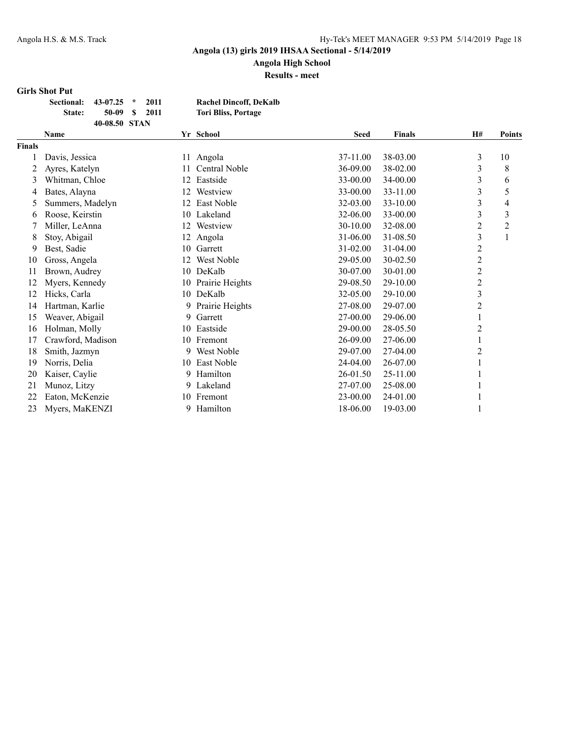# Angola (13) girls 2019 IHSAA Sectional - 5/14/2019

## Angola High School

### Results - meet

**Girls Shot Put**

| | | | | |
|---|---|---|---|---|
| **Sectional:** | **43-07.25** | * | **2011** | **Rachel Dincoff, DeKalb** |
| **State:** | **50-09** | $ | **2011** | **Tori Bliss, Portage** |
| | **40-08.50** | **STAN** | | |

| | Name | Yr | School | Seed | Finals | H# | Points |
|---|---|---|---|---|---|---|---|
| **Finals** | | | | | | | |
| 1 | Davis, Jessica | 11 | Angola | 37-11.00 | 38-03.00 | 3 | 10 |
| 2 | Ayres, Katelyn | 11 | Central Noble | 36-09.00 | 38-02.00 | 3 | 8 |
| 3 | Whitman, Chloe | 12 | Eastside | 33-00.00 | 34-00.00 | 3 | 6 |
| 4 | Bates, Alayna | 12 | Westview | 33-00.00 | 33-11.00 | 3 | 5 |
| 5 | Summers, Madelyn | 12 | East Noble | 32-03.00 | 33-10.00 | 3 | 4 |
| 6 | Roose, Keirstin | 10 | Lakeland | 32-06.00 | 33-00.00 | 3 | 3 |
| 7 | Miller, LeAnna | 12 | Westview | 30-10.00 | 32-08.00 | 2 | 2 |
| 8 | Stoy, Abigail | 12 | Angola | 31-06.00 | 31-08.50 | 3 | 1 |
| 9 | Best, Sadie | 10 | Garrett | 31-02.00 | 31-04.00 | 2 | |
| 10 | Gross, Angela | 12 | West Noble | 29-05.00 | 30-02.50 | 2 | |
| 11 | Brown, Audrey | 10 | DeKalb | 30-07.00 | 30-01.00 | 2 | |
| 12 | Myers, Kennedy | 10 | Prairie Heights | 29-08.50 | 29-10.00 | 2 | |
| 12 | Hicks, Carla | 10 | DeKalb | 32-05.00 | 29-10.00 | 3 | |
| 14 | Hartman, Karlie | 9 | Prairie Heights | 27-08.00 | 29-07.00 | 2 | |
| 15 | Weaver, Abigail | 9 | Garrett | 27-00.00 | 29-06.00 | 1 | |
| 16 | Holman, Molly | 10 | Eastside | 29-00.00 | 28-05.50 | 2 | |
| 17 | Crawford, Madison | 10 | Fremont | 26-09.00 | 27-06.00 | 1 | |
| 18 | Smith, Jazmyn | 9 | West Noble | 29-07.00 | 27-04.00 | 2 | |
| 19 | Norris, Delia | 10 | East Noble | 24-04.00 | 26-07.00 | 1 | |
| 20 | Kaiser, Caylie | 9 | Hamilton | 26-01.50 | 25-11.00 | 1 | |
| 21 | Munoz, Litzy | 9 | Lakeland | 27-07.00 | 25-08.00 | 1 | |
| 22 | Eaton, McKenzie | 10 | Fremont | 23-00.00 | 24-01.00 | 1 | |
| 23 | Myers, MaKENZI | 9 | Hamilton | 18-06.00 | 19-03.00 | 1 | |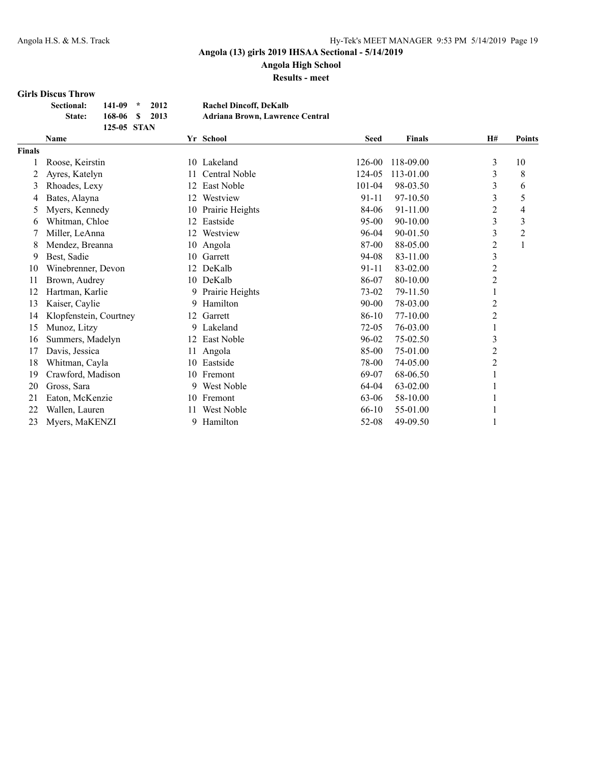**Angola (13) girls 2019 IHSAA Sectional - 5/14/2019**

**Angola High School**

**Results - meet**

### Girls Discus Throw

| | | | | |
|---|---|---|---|---|
| **Sectional:** | 141-09 | * | 2012 | Rachel Dincoff, DeKalb |
| **State:** | 168-06 | $ | 2013 | Adriana Brown, Lawrence Central |
| | 125-05 | STAN | | |

| | Name | Yr | School | Seed | Finals | H# | Points |
|---|---|---|---|---|---|---|---|
| **Finals** | | | | | | | |
| 1 | Roose, Keirstin | 10 | Lakeland | 126-00 | 118-09.00 | 3 | 10 |
| 2 | Ayres, Katelyn | 11 | Central Noble | 124-05 | 113-01.00 | 3 | 8 |
| 3 | Rhoades, Lexy | 12 | East Noble | 101-04 | 98-03.50 | 3 | 6 |
| 4 | Bates, Alayna | 12 | Westview | 91-11 | 97-10.50 | 3 | 5 |
| 5 | Myers, Kennedy | 10 | Prairie Heights | 84-06 | 91-11.00 | 2 | 4 |
| 6 | Whitman, Chloe | 12 | Eastside | 95-00 | 90-10.00 | 3 | 3 |
| 7 | Miller, LeAnna | 12 | Westview | 96-04 | 90-01.50 | 3 | 2 |
| 8 | Mendez, Breanna | 10 | Angola | 87-00 | 88-05.00 | 2 | 1 |
| 9 | Best, Sadie | 10 | Garrett | 94-08 | 83-11.00 | 3 | |
| 10 | Winebrenner, Devon | 12 | DeKalb | 91-11 | 83-02.00 | 2 | |
| 11 | Brown, Audrey | 10 | DeKalb | 86-07 | 80-10.00 | 2 | |
| 12 | Hartman, Karlie | 9 | Prairie Heights | 73-02 | 79-11.50 | 1 | |
| 13 | Kaiser, Caylie | 9 | Hamilton | 90-00 | 78-03.00 | 2 | |
| 14 | Klopfenstein, Courtney | 12 | Garrett | 86-10 | 77-10.00 | 2 | |
| 15 | Munoz, Litzy | 9 | Lakeland | 72-05 | 76-03.00 | 1 | |
| 16 | Summers, Madelyn | 12 | East Noble | 96-02 | 75-02.50 | 3 | |
| 17 | Davis, Jessica | 11 | Angola | 85-00 | 75-01.00 | 2 | |
| 18 | Whitman, Cayla | 10 | Eastside | 78-00 | 74-05.00 | 2 | |
| 19 | Crawford, Madison | 10 | Fremont | 69-07 | 68-06.50 | 1 | |
| 20 | Gross, Sara | 9 | West Noble | 64-04 | 63-02.00 | 1 | |
| 21 | Eaton, McKenzie | 10 | Fremont | 63-06 | 58-10.00 | 1 | |
| 22 | Wallen, Lauren | 11 | West Noble | 66-10 | 55-01.00 | 1 | |
| 23 | Myers, MaKENZI | 9 | Hamilton | 52-08 | 49-09.50 | 1 | |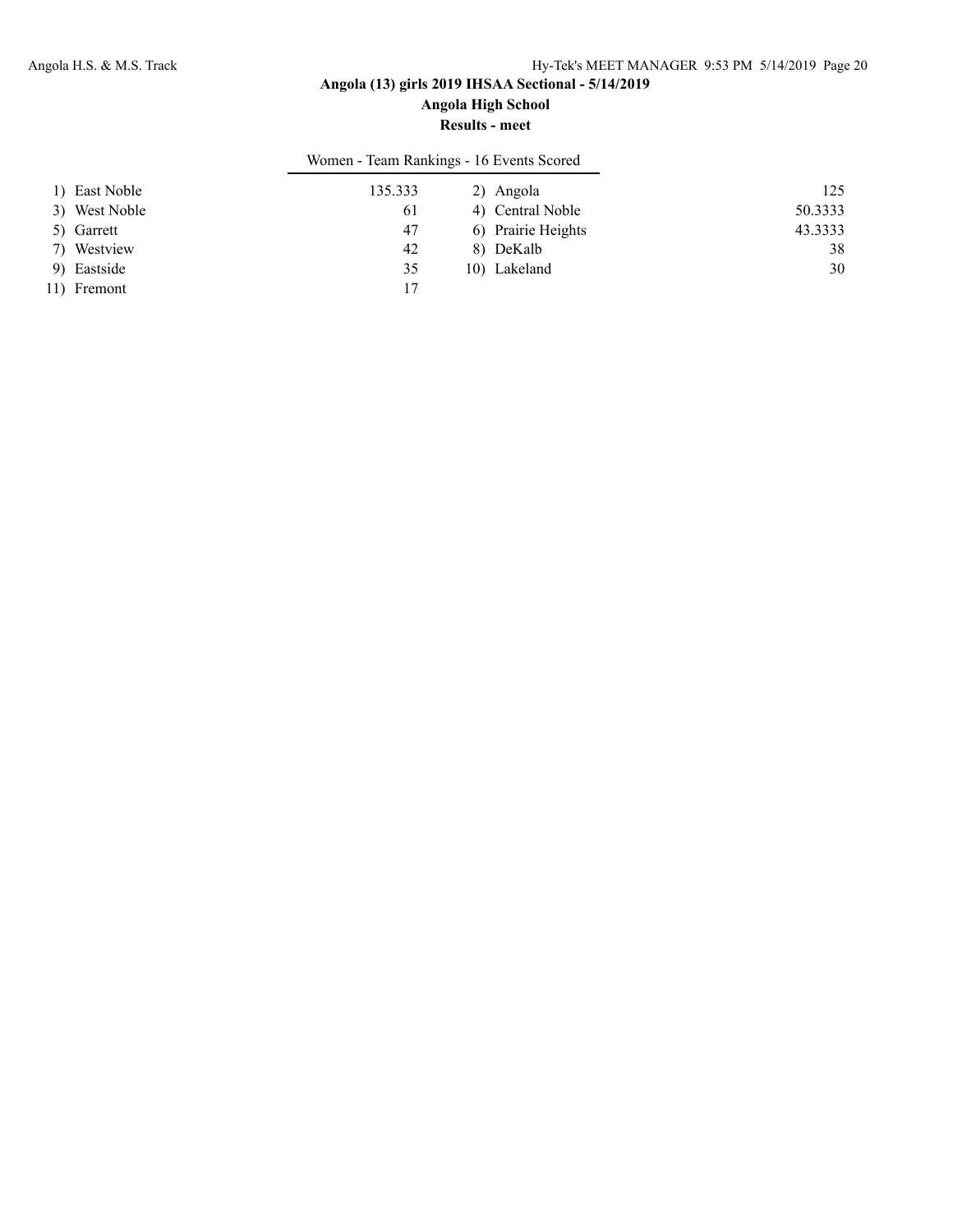**Angola (13) girls 2019 IHSAA Sectional - 5/14/2019**

**Angola High School**

**Results - meet**

Women - Team Rankings - 16 Events Scored

| | | | |
|---|---|---|---|
| 1) East Noble | 135.333 | 2) Angola | 125 |
| 3) West Noble | 61 | 4) Central Noble | 50.3333 |
| 5) Garrett | 47 | 6) Prairie Heights | 43.3333 |
| 7) Westview | 42 | 8) DeKalb | 38 |
| 9) Eastside | 35 | 10) Lakeland | 30 |
| 11) Fremont | 17 | | |